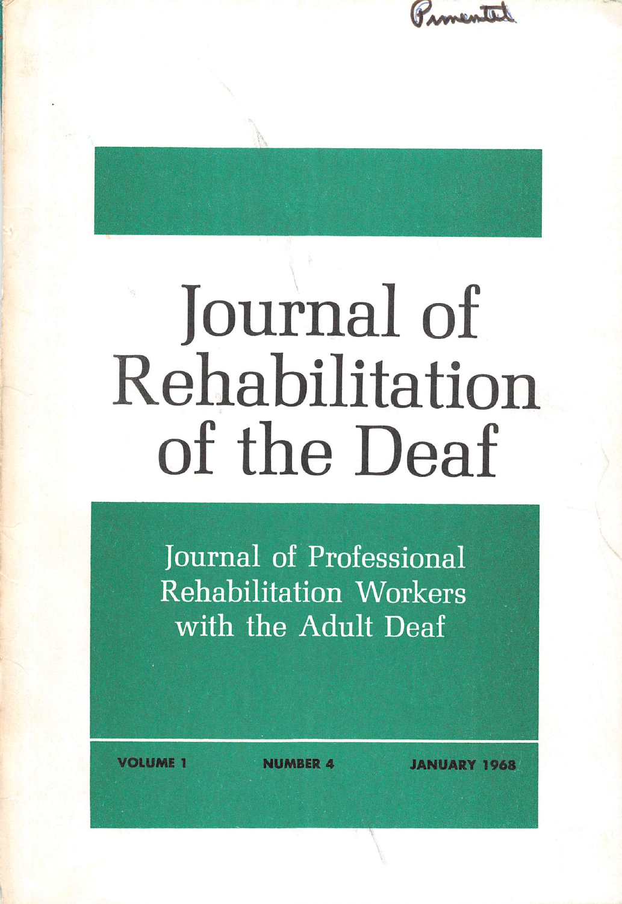Pimentel

# Journal of Rehabilitation of the Deaf

## Journal of Professional Rehabilitation Workers with the Adult Deaf

**VOLUME 1** **NUMBER 4** **JANUARY 1968**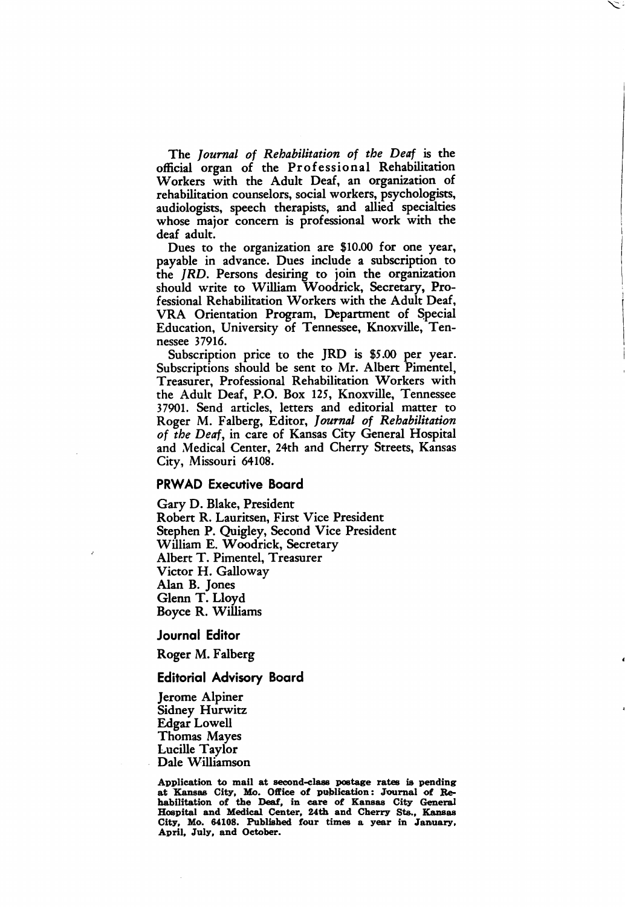The *Journal of Rehabilitation of the Deaf* is the official organ of the Professional Rehabilitation Workers with the Adult Deaf, an organization of rehabilitation counselors, social workers, psychologists, audiologists, speech therapists, and allied specialties whose major concern is professional work with the deaf adult.

Dues to the organization are $10.00 for one year, payable in advance. Dues include a subscription to the *JRD*. Persons desiring to join the organization should write to William Woodrick, Secretary, Professional Rehabilitation Workers with the Adult Deaf, VRA Orientation Program, Department of Special Education, University of Tennessee, Knoxville, Tennessee 37916.

Subscription price to the JRD is $5.00 per year. Subscriptions should be sent to Mr. Albert Pimentel, Treasurer, Professional Rehabilitation Workers with the Adult Deaf, P.O. Box 125, Knoxville, Tennessee 37901. Send articles, letters and editorial matter to Roger M. Falberg, Editor, *Journal of Rehabilitation of the Deaf*, in care of Kansas City General Hospital and Medical Center, 24th and Cherry Streets, Kansas City, Missouri 64108.

## PRWAD Executive Board

Gary D. Blake, President
Robert R. Lauritsen, First Vice President
Stephen P. Quigley, Second Vice President
William E. Woodrick, Secretary
Albert T. Pimentel, Treasurer
Victor H. Galloway
Alan B. Jones
Glenn T. Lloyd
Boyce R. Williams

## Journal Editor

Roger M. Falberg

## Editorial Advisory Board

Jerome Alpiner
Sidney Hurwitz
Edgar Lowell
Thomas Mayes
Lucille Taylor
Dale Williamson

**Application to mail at second-class postage rates is pending at Kansas City, Mo. Office of publication: Journal of Rehabilitation of the Deaf, in care of Kansas City General Hospital and Medical Center, 24th and Cherry Sts., Kansas City, Mo. 64108. Published four times a year in January, April, July, and October.**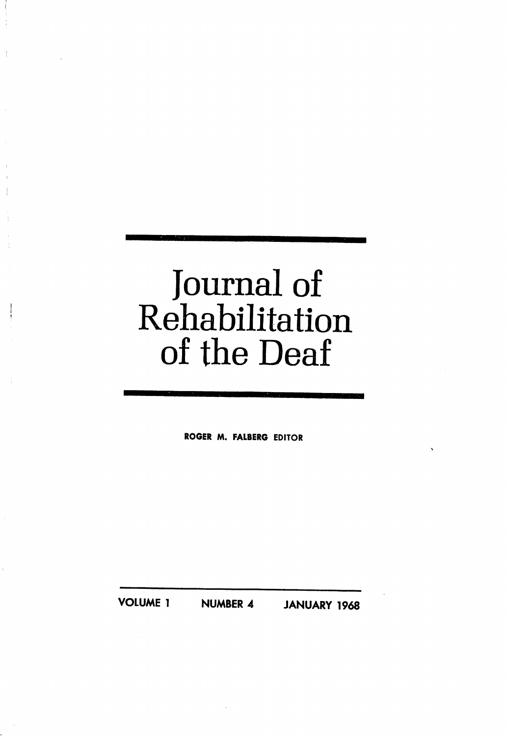# Journal of Rehabilitation of the Deaf

ROGER M. FALBERG EDITOR

VOLUME 1 NUMBER 4 JANUARY 1968